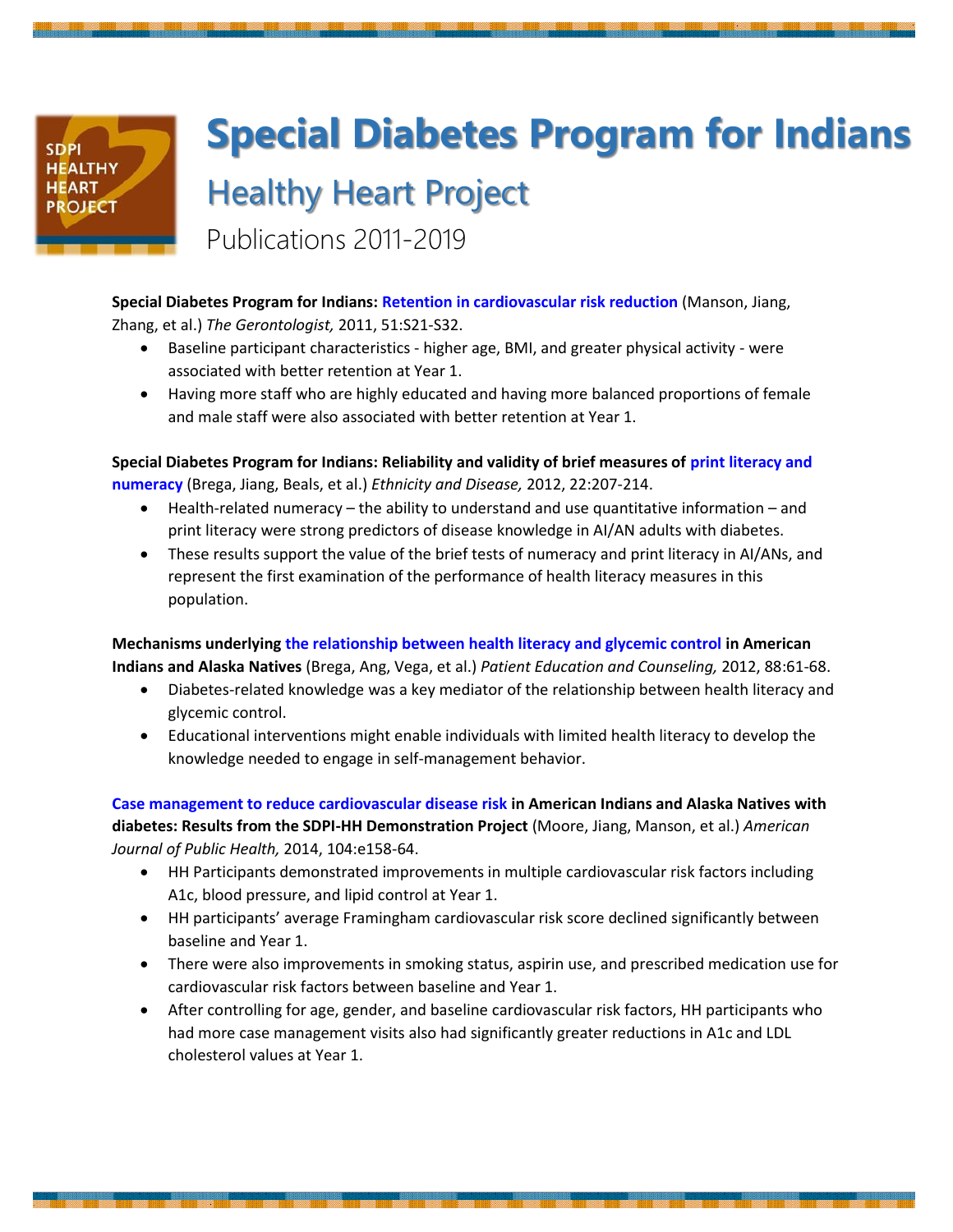# Special Diabetes Program for Indians

## Healthy Heart Project

Publications 2011-2019

**Special Diabetes Program for Indians: Retention in cardiovascular risk reduction** (Manson, Jiang, Zhang, et al.) *The Gerontologist,* 2011, 51:S21-S32.

- Baseline participant characteristics - higher age, BMI, and greater physical activity - were associated with better retention at Year 1.
- Having more staff who are highly educated and having more balanced proportions of female and male staff were also associated with better retention at Year 1.

**Special Diabetes Program for Indians: Reliability and validity of brief measures of print literacy and numeracy** (Brega, Jiang, Beals, et al.) *Ethnicity and Disease,* 2012, 22:207-214.

- Health-related numeracy – the ability to understand and use quantitative information – and print literacy were strong predictors of disease knowledge in AI/AN adults with diabetes.
- These results support the value of the brief tests of numeracy and print literacy in AI/ANs, and represent the first examination of the performance of health literacy measures in this population.

**Mechanisms underlying the relationship between health literacy and glycemic control in American Indians and Alaska Natives** (Brega, Ang, Vega, et al.) *Patient Education and Counseling,* 2012, 88:61-68.

- Diabetes-related knowledge was a key mediator of the relationship between health literacy and glycemic control.
- Educational interventions might enable individuals with limited health literacy to develop the knowledge needed to engage in self-management behavior.

**Case management to reduce cardiovascular disease risk in American Indians and Alaska Natives with diabetes: Results from the SDPI-HH Demonstration Project** (Moore, Jiang, Manson, et al.) *American Journal of Public Health,* 2014, 104:e158-64.

- HH Participants demonstrated improvements in multiple cardiovascular risk factors including A1c, blood pressure, and lipid control at Year 1.
- HH participants' average Framingham cardiovascular risk score declined significantly between baseline and Year 1.
- There were also improvements in smoking status, aspirin use, and prescribed medication use for cardiovascular risk factors between baseline and Year 1.
- After controlling for age, gender, and baseline cardiovascular risk factors, HH participants who had more case management visits also had significantly greater reductions in A1c and LDL cholesterol values at Year 1.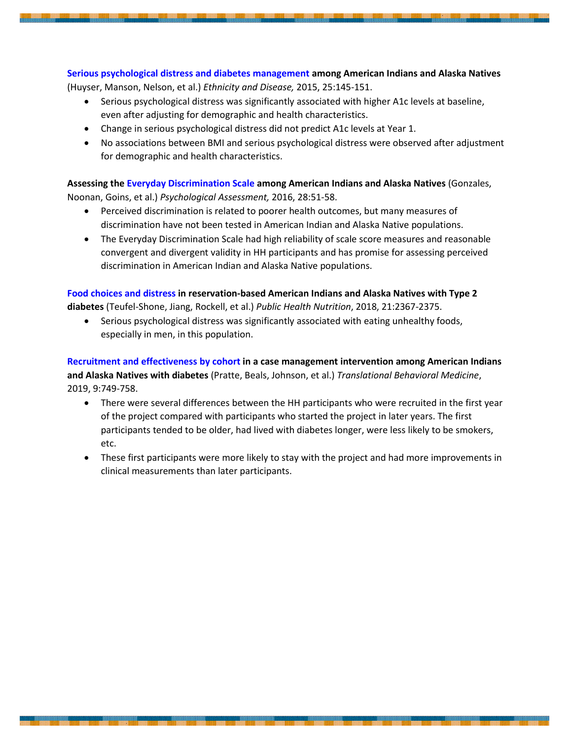**Serious psychological distress and diabetes management among American Indians and Alaska Natives** (Huyser, Manson, Nelson, et al.) *Ethnicity and Disease,* 2015, 25:145-151.

- Serious psychological distress was significantly associated with higher A1c levels at baseline, even after adjusting for demographic and health characteristics.
- Change in serious psychological distress did not predict A1c levels at Year 1.
- No associations between BMI and serious psychological distress were observed after adjustment for demographic and health characteristics.

**Assessing the Everyday Discrimination Scale among American Indians and Alaska Natives** (Gonzales, Noonan, Goins, et al.) *Psychological Assessment,* 2016, 28:51-58.

- Perceived discrimination is related to poorer health outcomes, but many measures of discrimination have not been tested in American Indian and Alaska Native populations.
- The Everyday Discrimination Scale had high reliability of scale score measures and reasonable convergent and divergent validity in HH participants and has promise for assessing perceived discrimination in American Indian and Alaska Native populations.

**Food choices and distress in reservation-based American Indians and Alaska Natives with Type 2 diabetes** (Teufel-Shone, Jiang, Rockell, et al.) *Public Health Nutrition*, 2018, 21:2367-2375.

- Serious psychological distress was significantly associated with eating unhealthy foods, especially in men, in this population.

**Recruitment and effectiveness by cohort in a case management intervention among American Indians and Alaska Natives with diabetes** (Pratte, Beals, Johnson, et al.) *Translational Behavioral Medicine*, 2019, 9:749-758.

- There were several differences between the HH participants who were recruited in the first year of the project compared with participants who started the project in later years. The first participants tended to be older, had lived with diabetes longer, were less likely to be smokers, etc.
- These first participants were more likely to stay with the project and had more improvements in clinical measurements than later participants.